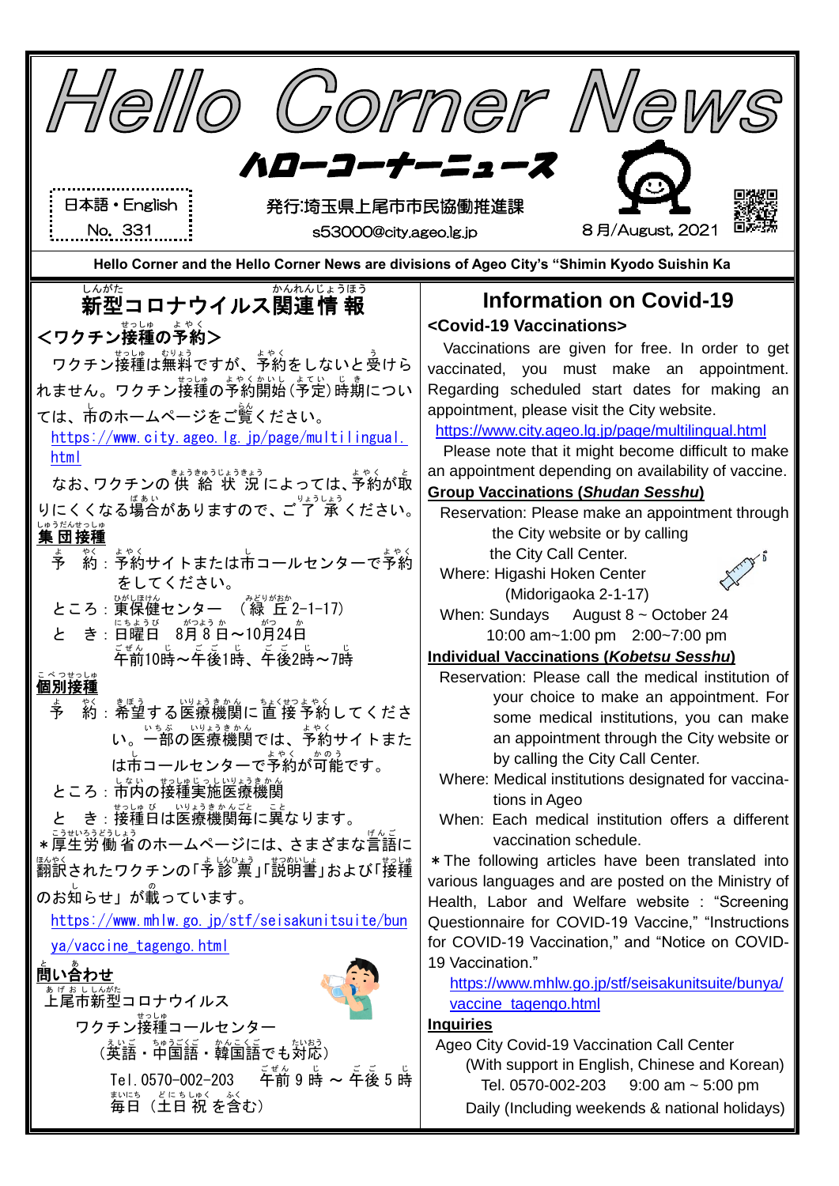# Hello Corner News

## ハローコーナーニュース

日本語・English
No. 331

発行:埼玉県上尾市市民協働推進課
s53000@city.ageo.lg.jp

8月/August, 2021

**Hello Corner and the Hello Corner News are divisions of Ageo City's "Shimin Kyodo Suishin Ka**

## 新型コロナウイルス関連情報

### <ワクチン接種の予約>

ワクチン接種は無料ですが、予約をしないと受けられません。ワクチン接種の予約開始(予定)時期については、市のホームページをご覧ください。

https://www.city.ageo.lg.jp/page/multilingual.html

なお、ワクチンの供給状況によっては、予約が取りにくくなる場合がありますので、ご了承ください。

**集団接種**

予　約：予約サイトまたは市コールセンターで予約をしてください。

ところ：東保健センター　（緑丘2-1-17）

と　き：日曜日　8月8日～10月24日
午前10時～午後1時、午後2時～7時

**個別接種**

予　約：希望する医療機関に直接予約してください。一部の医療機関では、予約サイトまたは市コールセンターで予約が可能です。

ところ：市内の接種実施医療機関

と　き：接種日は医療機関毎に異なります。

＊厚生労働省のホームページには、さまざまな言語に翻訳されたワクチンの「予診票」「説明書」および「接種のお知らせ」が載っています。

https://www.mhlw.go.jp/stf/seisakunitsuite/bunya/vaccine_tagengo.html

**問い合わせ**

上尾市新型コロナウイルス
ワクチン接種コールセンター
（英語・中国語・韓国語でも対応）
Tel.0570-002-203　午前9時～午後5時
毎日（土日祝を含む）

## Information on Covid-19

### <Covid-19 Vaccinations>

Vaccinations are given for free. In order to get vaccinated, you must make an appointment. Regarding scheduled start dates for making an appointment, please visit the City website.

https://www.city.ageo.lg.jp/page/multilingual.html

Please note that it might become difficult to make an appointment depending on availability of vaccine.

**Group Vaccinations (*Shudan Sesshu*)**

Reservation: Please make an appointment through the City website or by calling the City Call Center.

Where: Higashi Hoken Center (Midorigaoka 2-1-17)

When: Sundays　August 8 ~ October 24
10:00 am~1:00 pm　2:00~7:00 pm

**Individual Vaccinations (*Kobetsu Sesshu*)**

Reservation: Please call the medical institution of your choice to make an appointment. For some medical institutions, you can make an appointment through the City website or by calling the City Call Center.

Where: Medical institutions designated for vaccinations in Ageo

When: Each medical institution offers a different vaccination schedule.

＊The following articles have been translated into various languages and are posted on the Ministry of Health, Labor and Welfare website : "Screening Questionnaire for COVID-19 Vaccine," "Instructions for COVID-19 Vaccination," and "Notice on COVID-19 Vaccination."

https://www.mhlw.go.jp/stf/seisakunitsuite/bunya/vaccine_tagengo.html

**Inquiries**

Ageo City Covid-19 Vaccination Call Center
(With support in English, Chinese and Korean)
Tel. 0570-002-203　9:00 am ~ 5:00 pm
Daily (Including weekends & national holidays)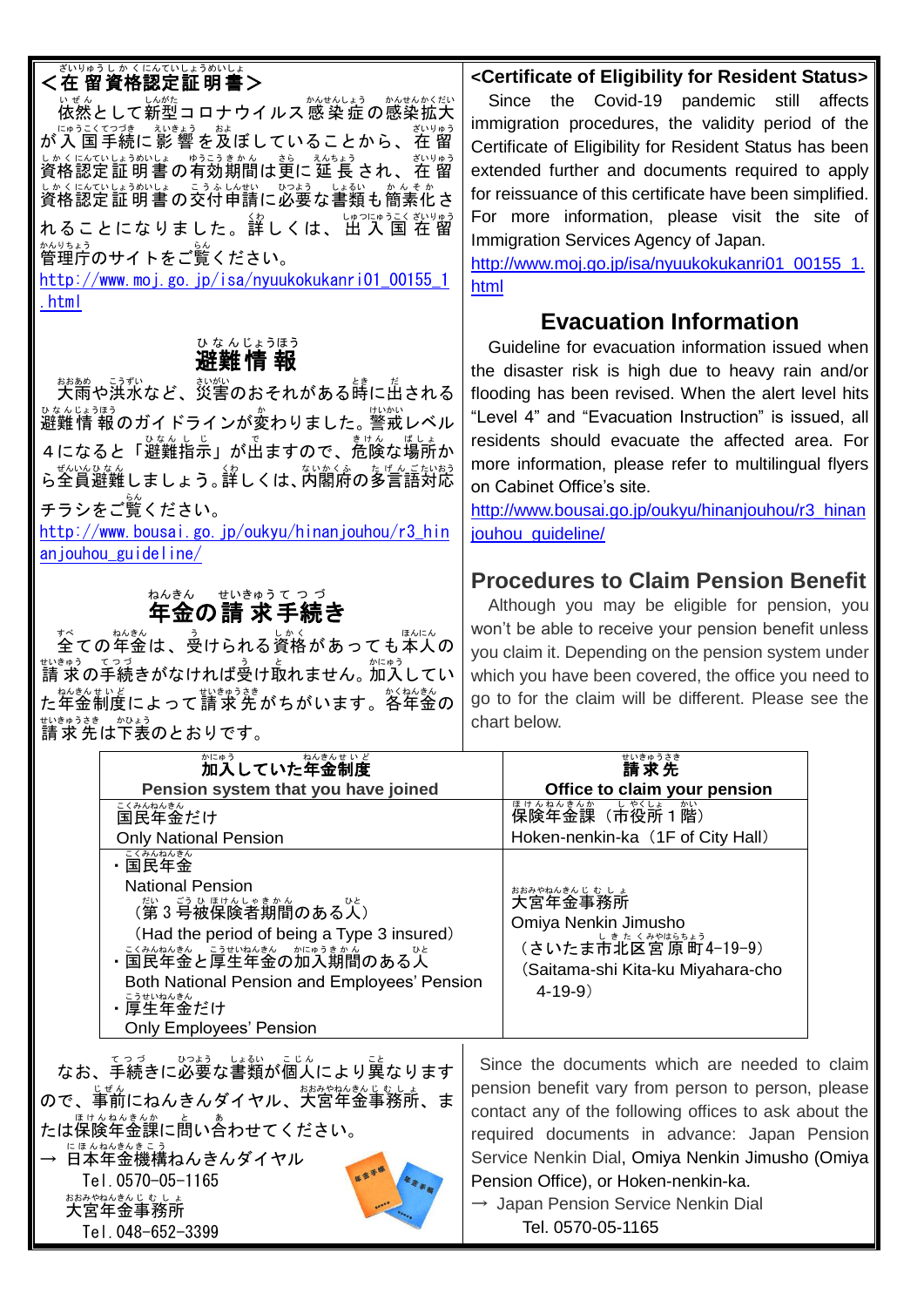## ＜在留資格認定証明書＞

依然として新型コロナウイルス感染症の感染拡大が入国手続に影響を及ぼしていることから、在留資格認定証明書の有効期間は更に延長され、在留資格認定証明書の交付申請に必要な書類も簡素化されることになりました。詳しくは、出入国在留管理庁のサイトをご覧ください。

http://www.moj.go.jp/isa/nyuukokukanri01_00155_1.html

## <Certificate of Eligibility for Resident Status>

Since the Covid-19 pandemic still affects immigration procedures, the validity period of the Certificate of Eligibility for Resident Status has been extended further and documents required to apply for reissuance of this certificate have been simplified. For more information, please visit the site of Immigration Services Agency of Japan.

http://www.moj.go.jp/isa/nyuukokukanri01_00155_1.html

## 避難情報

大雨や洪水など、災害のおそれがある時に出される避難情報のガイドラインが変わりました。警戒レベル4になると「避難指示」が出ますので、危険な場所から全員避難しましょう。詳しくは、内閣府の多言語対応チラシをご覧ください。

http://www.bousai.go.jp/oukyu/hinanjouhou/r3_hinanjouhou_guideline/

## Evacuation Information

Guideline for evacuation information issued when the disaster risk is high due to heavy rain and/or flooding has been revised. When the alert level hits “Level 4” and “Evacuation Instruction” is issued, all residents should evacuate the affected area. For more information, please refer to multilingual flyers on Cabinet Office’s site.

http://www.bousai.go.jp/oukyu/hinanjouhou/r3_hinanjouhou_guideline/

## 年金の請求手続き

全ての年金は、受けられる資格があっても本人の請求の手続きがなければ受け取れません。加入していた年金制度によって請求先がちがいます。各年金の請求先は下表のとおりです。

## Procedures to Claim Pension Benefit

Although you may be eligible for pension, you won’t be able to receive your pension benefit unless you claim it. Depending on the pension system under which you have been covered, the office you need to go to for the claim will be different. Please see the chart below.

| 加入していた年金制度<br>Pension system that you have joined | 請求先<br>Office to claim your pension |
|---|---|
| 国民年金だけ<br>Only National Pension | 保険年金課（市役所1階）<br>Hoken-nenkin-ka（1F of City Hall） |
| ・国民年金<br>National Pension<br>（第3号被保険者期間のある人）<br>（Had the period of being a Type 3 insured）<br>・国民年金と厚生年金の加入期間のある人<br>Both National Pension and Employees’ Pension<br>・厚生年金だけ<br>Only Employees’ Pension | 大宮年金事務所<br>Omiya Nenkin Jimusho<br>（さいたま市北区宮原町4-19-9）<br>（Saitama-shi Kita-ku Miyahara-cho 4-19-9） |

なお、手続きに必要な書類が個人により異なりますので、事前にねんきんダイヤル、大宮年金事務所、または保険年金課に問い合わせてください。

→ 日本年金機構ねんきんダイヤル
Tel. 0570-05-1165
大宮年金事務所
Tel. 048-652-3399

Since the documents which are needed to claim pension benefit vary from person to person, please contact any of the following offices to ask about the required documents in advance: Japan Pension Service Nenkin Dial, Omiya Nenkin Jimusho (Omiya Pension Office), or Hoken-nenkin-ka.

→ Japan Pension Service Nenkin Dial
Tel. 0570-05-1165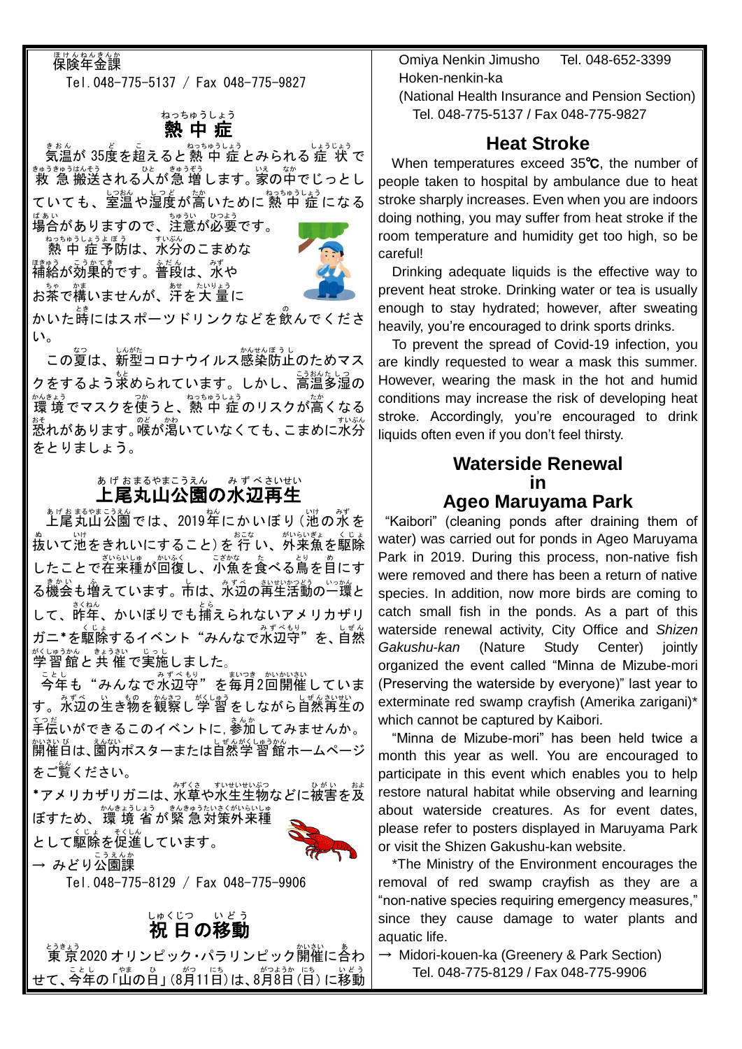保険年金課
Tel.048-775-5137 / Fax 048-775-9827

## 熱中症

気温が35度を超えると熱中症とみられる症状で救急搬送される人が急増します。家の中でじっとしていても、室温や湿度が高いために熱中症になる場合がありますので、注意が必要です。

熱中症予防は、水分のこまめな補給が効果的です。普段は、水やお茶で構いませんが、汗を大量にかいた時にはスポーツドリンクなどを飲んでください。

この夏は、新型コロナウイルス感染防止のためマスクをするよう求められています。しかし、高温多湿の環境でマスクを使うと、熱中症のリスクが高くなる恐れがあります。喉が渇いていなくても、こまめに水分をとりましょう。

## 上尾丸山公園の水辺再生

上尾丸山公園では、2019年にかいぼり（池の水を抜いて池をきれいにすること）を行い、外来魚を駆除したことで在来種が回復し、小魚を食べる鳥を目にする機会も増えています。市は、水辺の再生活動の一環として、昨年、かいぼりでも捕えられないアメリカザリガニ*を駆除するイベント"みんなで水辺守"を、自然学習館と共催で実施しました。

今年も"みんなで水辺守"を毎月2回開催しています。水辺の生き物を観察し学習をしながら自然再生の手伝いができるこのイベントに，参加してみませんか。開催日は、園内ポスターまたは自然学習館ホームページをご覧ください。

*アメリカザリガニは、水草や水生生物などに被害を及ぼすため、環境省が緊急対策外来種として駆除を促進しています。

→ みどり公園課
Tel.048-775-8129 / Fax 048-775-9906

## 祝日の移動

東京2020オリンピック・パラリンピック開催に合わせて、今年の「山の日」(8月11日)は、8月8日(日)に移動

Omiya Nenkin Jimusho Tel. 048-652-3399
Hoken-nenkin-ka
(National Health Insurance and Pension Section)
Tel. 048-775-5137 / Fax 048-775-9827

## Heat Stroke

When temperatures exceed 35℃, the number of people taken to hospital by ambulance due to heat stroke sharply increases. Even when you are indoors doing nothing, you may suffer from heat stroke if the room temperature and humidity get too high, so be careful!

Drinking adequate liquids is the effective way to prevent heat stroke. Drinking water or tea is usually enough to stay hydrated; however, after sweating heavily, you're encouraged to drink sports drinks.

To prevent the spread of Covid-19 infection, you are kindly requested to wear a mask this summer. However, wearing the mask in the hot and humid conditions may increase the risk of developing heat stroke. Accordingly, you're encouraged to drink liquids often even if you don't feel thirsty.

## Waterside Renewal in Ageo Maruyama Park

"Kaibori" (cleaning ponds after draining them of water) was carried out for ponds in Ageo Maruyama Park in 2019. During this process, non-native fish were removed and there has been a return of native species. In addition, now more birds are coming to catch small fish in the ponds. As a part of this waterside renewal activity, City Office and *Shizen Gakushu-kan* (Nature Study Center) jointly organized the event called "Minna de Mizube-mori (Preserving the waterside by everyone)" last year to exterminate red swamp crayfish (Amerika zarigani)* which cannot be captured by Kaibori.

"Minna de Mizube-mori" has been held twice a month this year as well. You are encouraged to participate in this event which enables you to help restore natural habitat while observing and learning about waterside creatures. As for event dates, please refer to posters displayed in Maruyama Park or visit the Shizen Gakushu-kan website.

*The Ministry of the Environment encourages the removal of red swamp crayfish as they are a "non-native species requiring emergency measures," since they cause damage to water plants and aquatic life.

→ Midori-kouen-ka (Greenery & Park Section)
Tel. 048-775-8129 / Fax 048-775-9906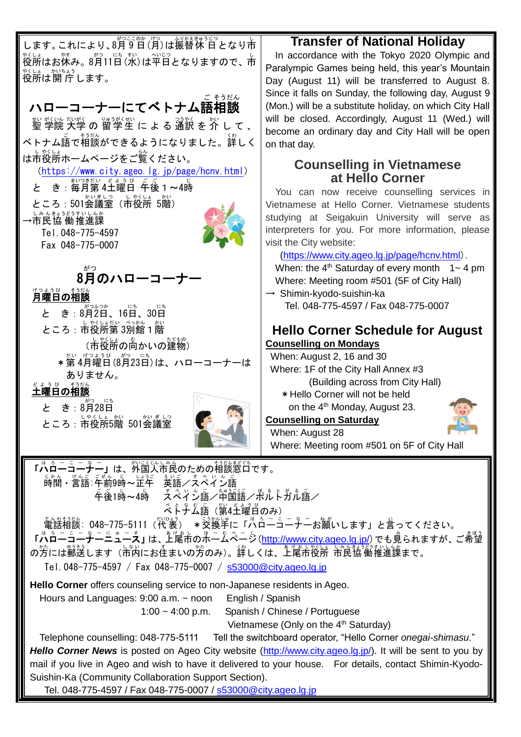します。これにより、8月9日(月)は振替休日となり市役所はお休み。8月11日(水)は平日となりますので、市役所は開庁します。

## ハローコーナーにてベトナム語相談

聖学院大学の留学生による通訳を介して、ベトナム語で相談ができるようになりました。詳しくは市役所ホームページをご覧ください。
（https://www.city.ageo.lg.jp/page/hcnv.html）

と　き：毎月第4土曜日 午後1～4時
ところ：501会議室（市役所 5階）
→市民協働推進課
Tel.048-775-4597
Fax 048-775-0007

## 8月のハローコーナー

**月曜日の相談**

と　き：8月2日、16日、30日
ところ：市役所第3別館1階
（市役所の向かいの建物）
＊第4月曜日(8月23日)は、ハローコーナーはありません。

**土曜日の相談**

と　き：8月28日
ところ：市役所5階 501会議室

## Transfer of National Holiday

In accordance with the Tokyo 2020 Olympic and Paralympic Games being held, this year's Mountain Day (August 11) will be transferred to August 8. Since it falls on Sunday, the following day, August 9 (Mon.) will be a substitute holiday, on which City Hall will be closed. Accordingly, August 11 (Wed.) will become an ordinary day and City Hall will be open on that day.

## Counselling in Vietnamese at Hello Corner

You can now receive counselling services in Vietnamese at Hello Corner. Vietnamese students studying at Seigakuin University will serve as interpreters for you. For more information, please visit the City website:
(https://www.city.ageo.lg.jp/page/hcnv.html).
When: the 4th Saturday of every month　1~ 4 pm
Where: Meeting room #501 (5F of City Hall)
→ Shimin-kyodo-suishin-ka
Tel. 048-775-4597 / Fax 048-775-0007

## Hello Corner Schedule for August

**Counselling on Mondays**

When: August 2, 16 and 30
Where: 1F of the City Hall Annex #3
(Building across from City Hall)
＊Hello Corner will not be held on the 4th Monday, August 23.

**Counselling on Saturday**

When: August 28
Where: Meeting room #501 on 5F of City Hall

---

「ハローコーナー」は、外国人市民のための相談窓口です。
時間・言語：午前9時～正午　英語／スペイン語
午後1時～4時　スペイン語／中国語／ポルトガル語／
ベトナム語（第4土曜日のみ）
電話相談：048-775-5111（代表）　＊交換手に「ハローコーナーお願いします」と言ってください。
「ハローコーナーニュース」は、上尾市のホームページ(http://www.city.ageo.lg.jp/)でも見られますが、ご希望の方には郵送します（市内にお住まいの方のみ）。詳しくは、上尾市役所 市民協働推進課まで。
Tel.048-775-4597 / Fax 048-775-0007 / s53000@city.ageo.lg.jp

**Hello Corner** offers counseling service to non-Japanese residents in Ageo.
Hours and Languages: 9:00 a.m. ~ noon　English / Spanish
1:00 ~ 4:00 p.m.　Spanish / Chinese / Portuguese
Vietnamese (Only on the 4th Saturday)
Telephone counselling: 048-775-5111　Tell the switchboard operator, "Hello Corner *onegai-shimasu*."
***Hello Corner News*** is posted on Ageo City website (http://www.city.ageo.lg.jp/). It will be sent to you by mail if you live in Ageo and wish to have it delivered to your house. For details, contact Shimin-Kyodo-Suishin-Ka (Community Collaboration Support Section).
Tel. 048-775-4597 / Fax 048-775-0007 / s53000@city.ageo.lg.jp